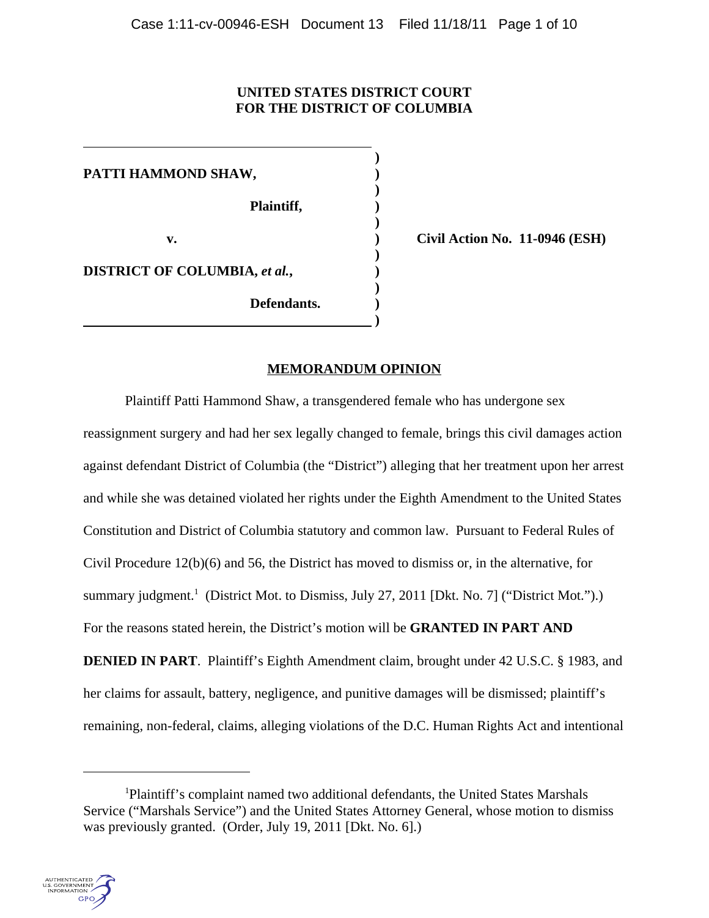**UNITED STATES DISTRICT COURT**
**FOR THE DISTRICT OF COLUMBIA**

| | | |
|---|---|---|
| **PATTI HAMMOND SHAW,** | ) | |
| **Plaintiff,** | ) | |
| **v.** | ) | **Civil Action No. 11-0946 (ESH)** |
| **DISTRICT OF COLUMBIA, *et al.*,** | ) | |
| **Defendants.** | ) | |

## MEMORANDUM OPINION

Plaintiff Patti Hammond Shaw, a transgendered female who has undergone sex reassignment surgery and had her sex legally changed to female, brings this civil damages action against defendant District of Columbia (the "District") alleging that her treatment upon her arrest and while she was detained violated her rights under the Eighth Amendment to the United States Constitution and District of Columbia statutory and common law. Pursuant to Federal Rules of Civil Procedure 12(b)(6) and 56, the District has moved to dismiss or, in the alternative, for summary judgment.[1] (District Mot. to Dismiss, July 27, 2011 [Dkt. No. 7] ("District Mot.").) For the reasons stated herein, the District's motion will be **GRANTED IN PART AND DENIED IN PART**. Plaintiff's Eighth Amendment claim, brought under 42 U.S.C. § 1983, and her claims for assault, battery, negligence, and punitive damages will be dismissed; plaintiff's remaining, non-federal, claims, alleging violations of the D.C. Human Rights Act and intentional

[1] Plaintiff's complaint named two additional defendants, the United States Marshals Service ("Marshals Service") and the United States Attorney General, whose motion to dismiss was previously granted. (Order, July 19, 2011 [Dkt. No. 6].)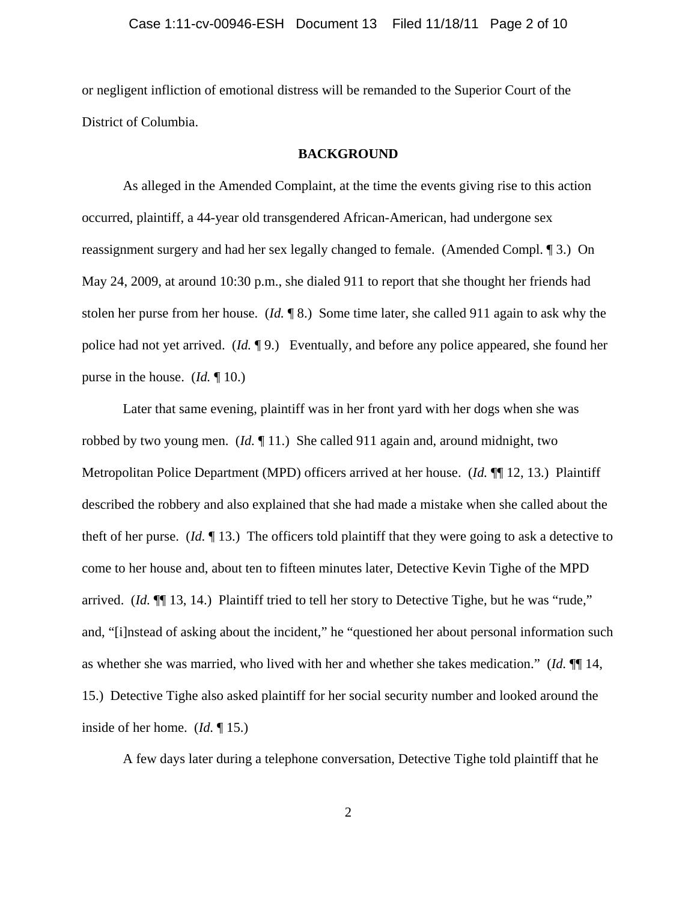or negligent infliction of emotional distress will be remanded to the Superior Court of the District of Columbia.

## BACKGROUND

As alleged in the Amended Complaint, at the time the events giving rise to this action occurred, plaintiff, a 44-year old transgendered African-American, had undergone sex reassignment surgery and had her sex legally changed to female. (Amended Compl. ¶ 3.) On May 24, 2009, at around 10:30 p.m., she dialed 911 to report that she thought her friends had stolen her purse from her house. (*Id.* ¶ 8.) Some time later, she called 911 again to ask why the police had not yet arrived. (*Id.* ¶ 9.) Eventually, and before any police appeared, she found her purse in the house. (*Id.* ¶ 10.)

Later that same evening, plaintiff was in her front yard with her dogs when she was robbed by two young men. (*Id.* ¶ 11.) She called 911 again and, around midnight, two Metropolitan Police Department (MPD) officers arrived at her house. (*Id.* ¶¶ 12, 13.) Plaintiff described the robbery and also explained that she had made a mistake when she called about the theft of her purse. (*Id.* ¶ 13.) The officers told plaintiff that they were going to ask a detective to come to her house and, about ten to fifteen minutes later, Detective Kevin Tighe of the MPD arrived. (*Id.* ¶¶ 13, 14.) Plaintiff tried to tell her story to Detective Tighe, but he was "rude," and, "[i]nstead of asking about the incident," he "questioned her about personal information such as whether she was married, who lived with her and whether she takes medication." (*Id.* ¶¶ 14, 15.) Detective Tighe also asked plaintiff for her social security number and looked around the inside of her home. (*Id.* ¶ 15.)

A few days later during a telephone conversation, Detective Tighe told plaintiff that he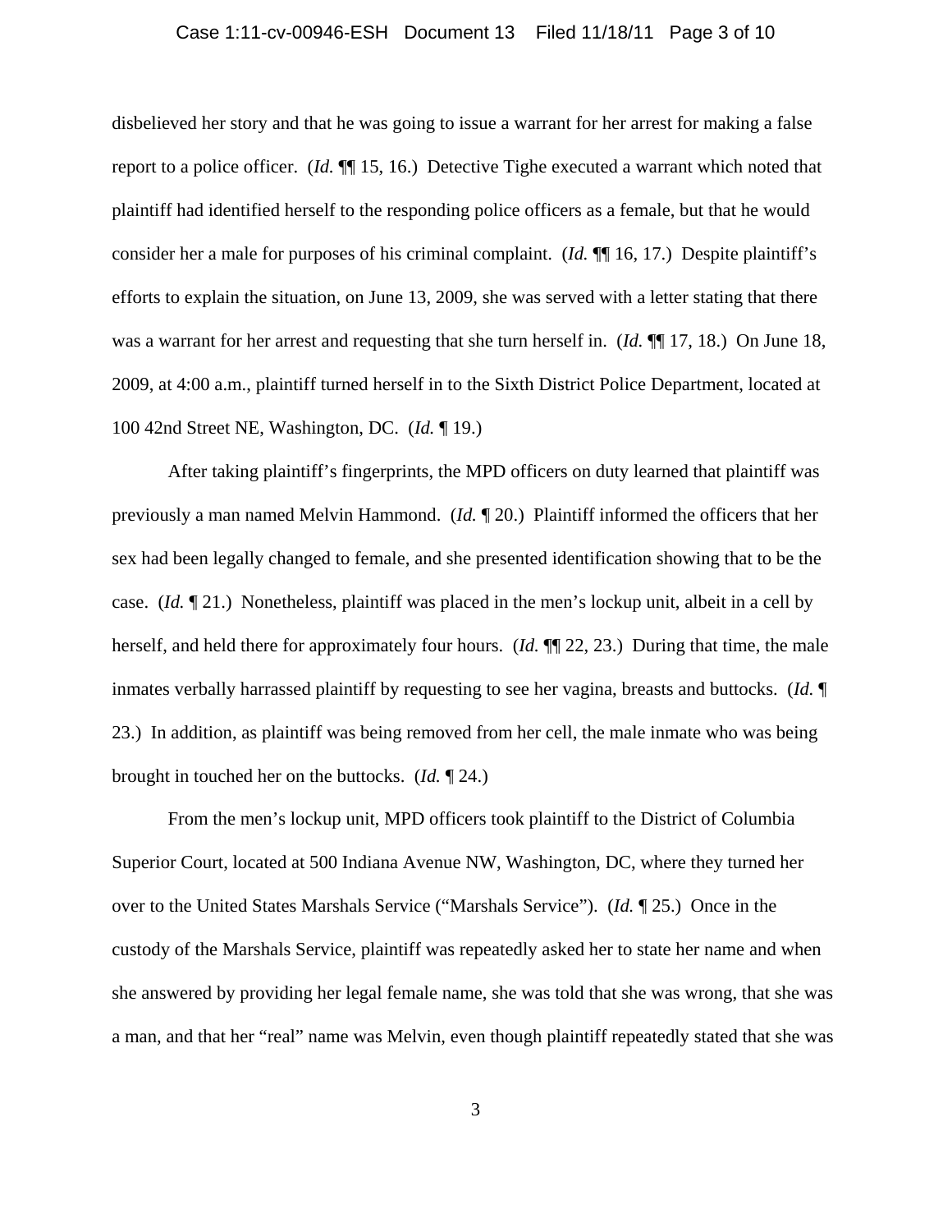disbelieved her story and that he was going to issue a warrant for her arrest for making a false report to a police officer. (*Id.* ¶¶ 15, 16.) Detective Tighe executed a warrant which noted that plaintiff had identified herself to the responding police officers as a female, but that he would consider her a male for purposes of his criminal complaint. (*Id.* ¶¶ 16, 17.) Despite plaintiff's efforts to explain the situation, on June 13, 2009, she was served with a letter stating that there was a warrant for her arrest and requesting that she turn herself in. (*Id.* ¶¶ 17, 18.) On June 18, 2009, at 4:00 a.m., plaintiff turned herself in to the Sixth District Police Department, located at 100 42nd Street NE, Washington, DC. (*Id.* ¶ 19.)

After taking plaintiff's fingerprints, the MPD officers on duty learned that plaintiff was previously a man named Melvin Hammond. (*Id.* ¶ 20.) Plaintiff informed the officers that her sex had been legally changed to female, and she presented identification showing that to be the case. (*Id.* ¶ 21.) Nonetheless, plaintiff was placed in the men's lockup unit, albeit in a cell by herself, and held there for approximately four hours. (*Id.* ¶¶ 22, 23.) During that time, the male inmates verbally harrassed plaintiff by requesting to see her vagina, breasts and buttocks. (*Id.* ¶ 23.) In addition, as plaintiff was being removed from her cell, the male inmate who was being brought in touched her on the buttocks. (*Id.* ¶ 24.)

From the men's lockup unit, MPD officers took plaintiff to the District of Columbia Superior Court, located at 500 Indiana Avenue NW, Washington, DC, where they turned her over to the United States Marshals Service ("Marshals Service"). (*Id.* ¶ 25.) Once in the custody of the Marshals Service, plaintiff was repeatedly asked her to state her name and when she answered by providing her legal female name, she was told that she was wrong, that she was a man, and that her "real" name was Melvin, even though plaintiff repeatedly stated that she was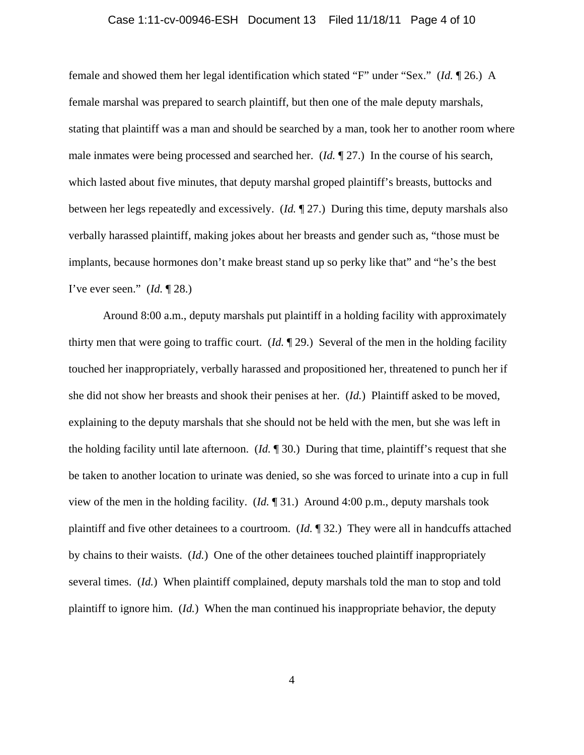female and showed them her legal identification which stated "F" under "Sex." (*Id.* ¶ 26.) A female marshal was prepared to search plaintiff, but then one of the male deputy marshals, stating that plaintiff was a man and should be searched by a man, took her to another room where male inmates were being processed and searched her. (*Id.* ¶ 27.) In the course of his search, which lasted about five minutes, that deputy marshal groped plaintiff's breasts, buttocks and between her legs repeatedly and excessively. (*Id.* ¶ 27.) During this time, deputy marshals also verbally harassed plaintiff, making jokes about her breasts and gender such as, "those must be implants, because hormones don't make breast stand up so perky like that" and "he's the best I've ever seen." (*Id.* ¶ 28.)

Around 8:00 a.m., deputy marshals put plaintiff in a holding facility with approximately thirty men that were going to traffic court. (*Id.* ¶ 29.) Several of the men in the holding facility touched her inappropriately, verbally harassed and propositioned her, threatened to punch her if she did not show her breasts and shook their penises at her. (*Id.*) Plaintiff asked to be moved, explaining to the deputy marshals that she should not be held with the men, but she was left in the holding facility until late afternoon. (*Id.* ¶ 30.) During that time, plaintiff's request that she be taken to another location to urinate was denied, so she was forced to urinate into a cup in full view of the men in the holding facility. (*Id.* ¶ 31.) Around 4:00 p.m., deputy marshals took plaintiff and five other detainees to a courtroom. (*Id.* ¶ 32.) They were all in handcuffs attached by chains to their waists. (*Id.*) One of the other detainees touched plaintiff inappropriately several times. (*Id.*) When plaintiff complained, deputy marshals told the man to stop and told plaintiff to ignore him. (*Id.*) When the man continued his inappropriate behavior, the deputy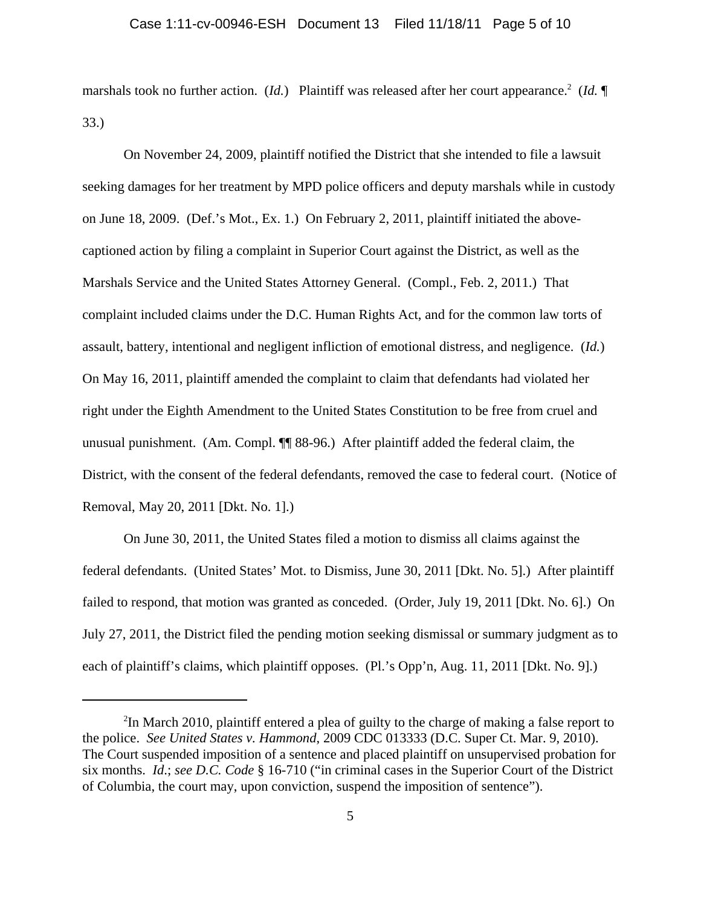marshals took no further action. (*Id.*) Plaintiff was released after her court appearance.[2] (*Id.* ¶ 33.)

On November 24, 2009, plaintiff notified the District that she intended to file a lawsuit seeking damages for her treatment by MPD police officers and deputy marshals while in custody on June 18, 2009. (Def.'s Mot., Ex. 1.) On February 2, 2011, plaintiff initiated the above-captioned action by filing a complaint in Superior Court against the District, as well as the Marshals Service and the United States Attorney General. (Compl., Feb. 2, 2011.) That complaint included claims under the D.C. Human Rights Act, and for the common law torts of assault, battery, intentional and negligent infliction of emotional distress, and negligence. (*Id.*) On May 16, 2011, plaintiff amended the complaint to claim that defendants had violated her right under the Eighth Amendment to the United States Constitution to be free from cruel and unusual punishment. (Am. Compl. ¶¶ 88-96.) After plaintiff added the federal claim, the District, with the consent of the federal defendants, removed the case to federal court. (Notice of Removal, May 20, 2011 [Dkt. No. 1].)

On June 30, 2011, the United States filed a motion to dismiss all claims against the federal defendants. (United States' Mot. to Dismiss, June 30, 2011 [Dkt. No. 5].) After plaintiff failed to respond, that motion was granted as conceded. (Order, July 19, 2011 [Dkt. No. 6].) On July 27, 2011, the District filed the pending motion seeking dismissal or summary judgment as to each of plaintiff's claims, which plaintiff opposes. (Pl.'s Opp'n, Aug. 11, 2011 [Dkt. No. 9].)

---

[2] In March 2010, plaintiff entered a plea of guilty to the charge of making a false report to the police. *See United States v. Hammond*, 2009 CDC 013333 (D.C. Super Ct. Mar. 9, 2010). The Court suspended imposition of a sentence and placed plaintiff on unsupervised probation for six months. *Id.*; *see D.C. Code* § 16-710 ("in criminal cases in the Superior Court of the District of Columbia, the court may, upon conviction, suspend the imposition of sentence").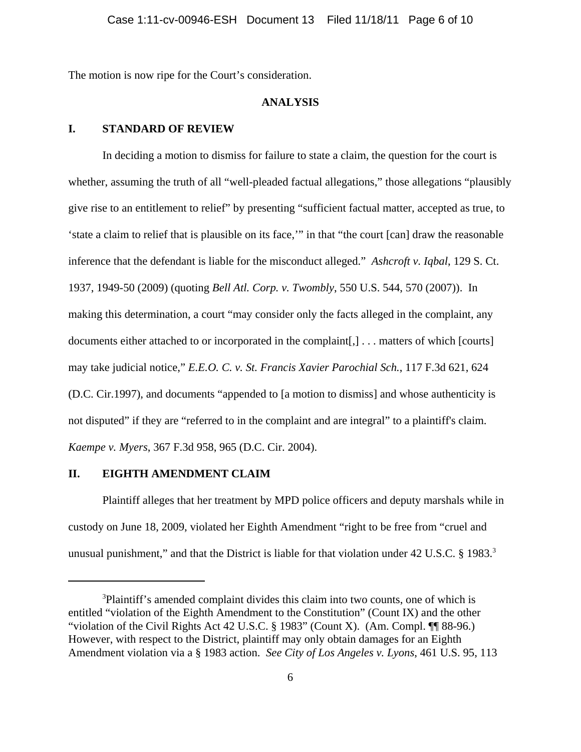The motion is now ripe for the Court's consideration.

## ANALYSIS

### I. STANDARD OF REVIEW

In deciding a motion to dismiss for failure to state a claim, the question for the court is whether, assuming the truth of all "well-pleaded factual allegations," those allegations "plausibly give rise to an entitlement to relief" by presenting "sufficient factual matter, accepted as true, to 'state a claim to relief that is plausible on its face,'" in that "the court [can] draw the reasonable inference that the defendant is liable for the misconduct alleged." *Ashcroft v. Iqbal*, 129 S. Ct. 1937, 1949-50 (2009) (quoting *Bell Atl. Corp. v. Twombly*, 550 U.S. 544, 570 (2007)). In making this determination, a court "may consider only the facts alleged in the complaint, any documents either attached to or incorporated in the complaint[,] . . . matters of which [courts] may take judicial notice," *E.E.O. C. v. St. Francis Xavier Parochial Sch.*, 117 F.3d 621, 624 (D.C. Cir.1997), and documents "appended to [a motion to dismiss] and whose authenticity is not disputed" if they are "referred to in the complaint and are integral" to a plaintiff's claim. *Kaempe v. Myers*, 367 F.3d 958, 965 (D.C. Cir. 2004).

### II. EIGHTH AMENDMENT CLAIM

Plaintiff alleges that her treatment by MPD police officers and deputy marshals while in custody on June 18, 2009, violated her Eighth Amendment "right to be free from "cruel and unusual punishment," and that the District is liable for that violation under 42 U.S.C. § 1983.[3]

---

[3]Plaintiff's amended complaint divides this claim into two counts, one of which is entitled "violation of the Eighth Amendment to the Constitution" (Count IX) and the other "violation of the Civil Rights Act 42 U.S.C. § 1983" (Count X). (Am. Compl. ¶¶ 88-96.) However, with respect to the District, plaintiff may only obtain damages for an Eighth Amendment violation via a § 1983 action. *See City of Los Angeles v. Lyons*, 461 U.S. 95, 113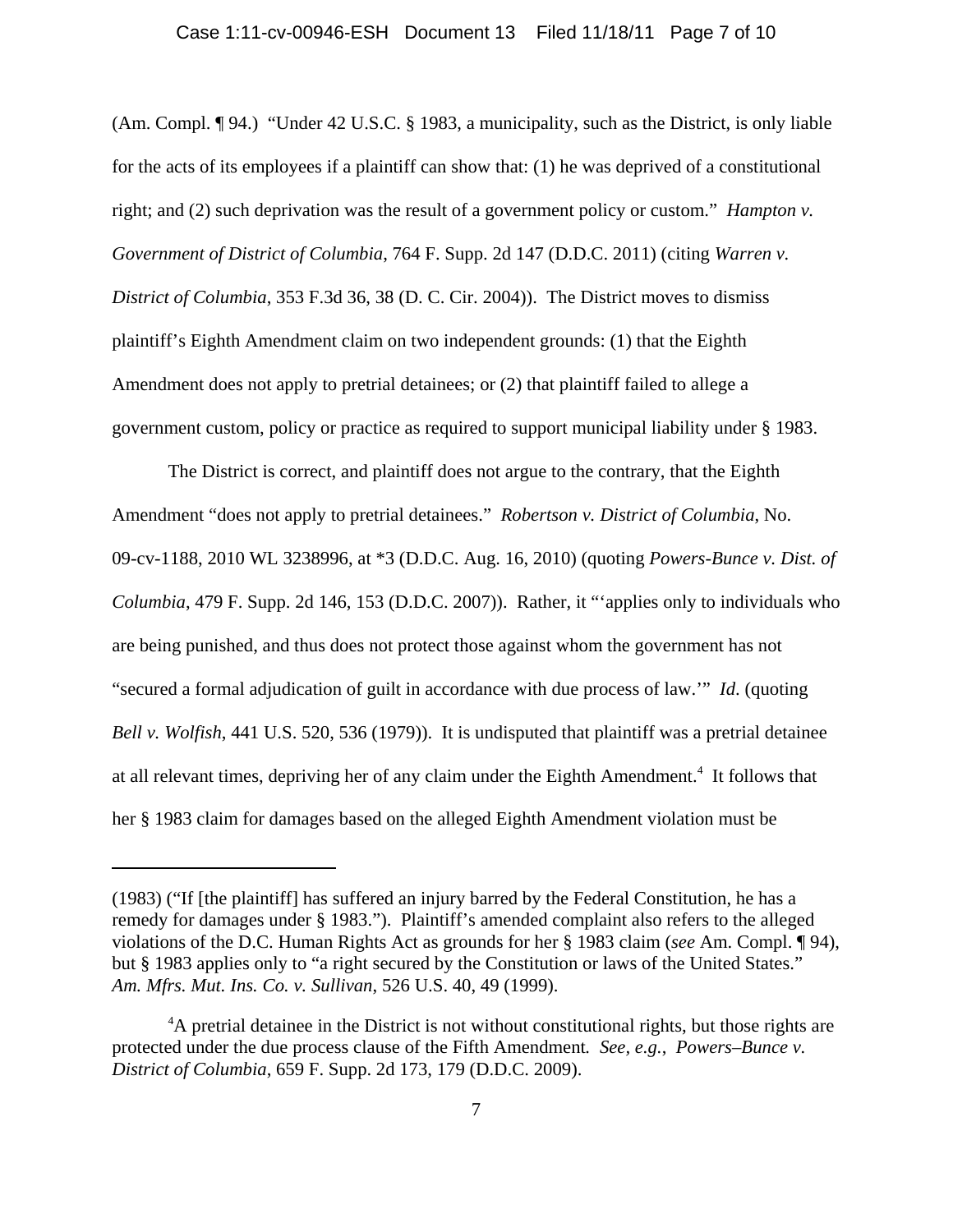(Am. Compl. ¶ 94.) "Under 42 U.S.C. § 1983, a municipality, such as the District, is only liable for the acts of its employees if a plaintiff can show that: (1) he was deprived of a constitutional right; and (2) such deprivation was the result of a government policy or custom." *Hampton v. Government of District of Columbia*, 764 F. Supp. 2d 147 (D.D.C. 2011) (citing *Warren v. District of Columbia*, 353 F.3d 36, 38 (D. C. Cir. 2004)). The District moves to dismiss plaintiff's Eighth Amendment claim on two independent grounds: (1) that the Eighth Amendment does not apply to pretrial detainees; or (2) that plaintiff failed to allege a government custom, policy or practice as required to support municipal liability under § 1983.

The District is correct, and plaintiff does not argue to the contrary, that the Eighth Amendment "does not apply to pretrial detainees." *Robertson v. District of Columbia*, No. 09-cv-1188, 2010 WL 3238996, at *3 (D.D.C. Aug. 16, 2010) (quoting *Powers-Bunce v. Dist. of Columbia*, 479 F. Supp. 2d 146, 153 (D.D.C. 2007)). Rather, it "'applies only to individuals who are being punished, and thus does not protect those against whom the government has not "secured a formal adjudication of guilt in accordance with due process of law.'" *Id*. (quoting *Bell v. Wolfish*, 441 U.S. 520, 536 (1979)). It is undisputed that plaintiff was a pretrial detainee at all relevant times, depriving her of any claim under the Eighth Amendment.[4] It follows that her § 1983 claim for damages based on the alleged Eighth Amendment violation must be

---

(1983) ("If [the plaintiff] has suffered an injury barred by the Federal Constitution, he has a remedy for damages under § 1983."). Plaintiff's amended complaint also refers to the alleged violations of the D.C. Human Rights Act as grounds for her § 1983 claim (*see* Am. Compl. ¶ 94), but § 1983 applies only to "a right secured by the Constitution or laws of the United States." *Am. Mfrs. Mut. Ins. Co. v. Sullivan*, 526 U.S. 40, 49 (1999).

[4] A pretrial detainee in the District is not without constitutional rights, but those rights are protected under the due process clause of the Fifth Amendment. *See, e.g.*, *Powers–Bunce v. District of Columbia*, 659 F. Supp. 2d 173, 179 (D.D.C. 2009).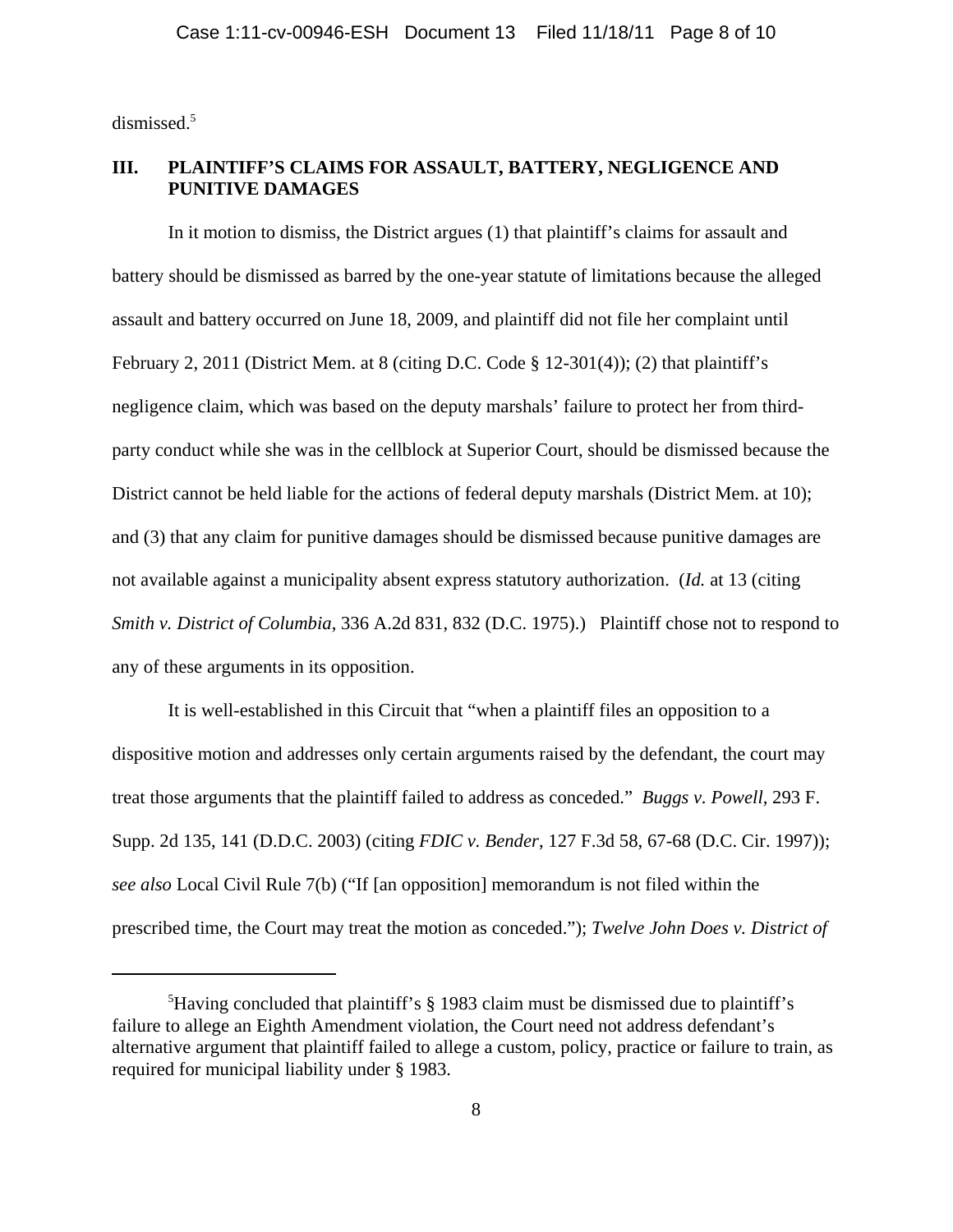dismissed.[5]

### III. PLAINTIFF'S CLAIMS FOR ASSAULT, BATTERY, NEGLIGENCE AND PUNITIVE DAMAGES

In it motion to dismiss, the District argues (1) that plaintiff's claims for assault and battery should be dismissed as barred by the one-year statute of limitations because the alleged assault and battery occurred on June 18, 2009, and plaintiff did not file her complaint until February 2, 2011 (District Mem. at 8 (citing D.C. Code § 12-301(4)); (2) that plaintiff's negligence claim, which was based on the deputy marshals' failure to protect her from third-party conduct while she was in the cellblock at Superior Court, should be dismissed because the District cannot be held liable for the actions of federal deputy marshals (District Mem. at 10); and (3) that any claim for punitive damages should be dismissed because punitive damages are not available against a municipality absent express statutory authorization. (*Id.* at 13 (citing *Smith v. District of Columbia*, 336 A.2d 831, 832 (D.C. 1975).) Plaintiff chose not to respond to any of these arguments in its opposition.

It is well-established in this Circuit that "when a plaintiff files an opposition to a dispositive motion and addresses only certain arguments raised by the defendant, the court may treat those arguments that the plaintiff failed to address as conceded." *Buggs v. Powell*, 293 F. Supp. 2d 135, 141 (D.D.C. 2003) (citing *FDIC v. Bender*, 127 F.3d 58, 67-68 (D.C. Cir. 1997)); *see also* Local Civil Rule 7(b) ("If [an opposition] memorandum is not filed within the prescribed time, the Court may treat the motion as conceded."); *Twelve John Does v. District of*

[5] Having concluded that plaintiff's § 1983 claim must be dismissed due to plaintiff's failure to allege an Eighth Amendment violation, the Court need not address defendant's alternative argument that plaintiff failed to allege a custom, policy, practice or failure to train, as required for municipal liability under § 1983.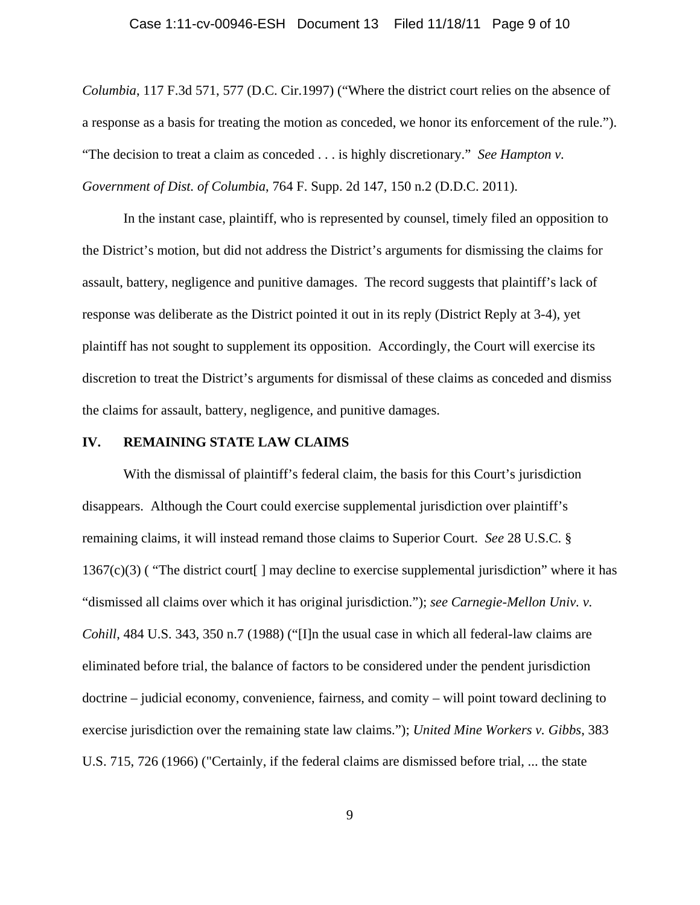*Columbia*, 117 F.3d 571, 577 (D.C. Cir.1997) ("Where the district court relies on the absence of a response as a basis for treating the motion as conceded, we honor its enforcement of the rule."). "The decision to treat a claim as conceded . . . is highly discretionary." *See Hampton v. Government of Dist. of Columbia*, 764 F. Supp. 2d 147, 150 n.2 (D.D.C. 2011).

In the instant case, plaintiff, who is represented by counsel, timely filed an opposition to the District's motion, but did not address the District's arguments for dismissing the claims for assault, battery, negligence and punitive damages. The record suggests that plaintiff's lack of response was deliberate as the District pointed it out in its reply (District Reply at 3-4), yet plaintiff has not sought to supplement its opposition. Accordingly, the Court will exercise its discretion to treat the District's arguments for dismissal of these claims as conceded and dismiss the claims for assault, battery, negligence, and punitive damages.

## IV. REMAINING STATE LAW CLAIMS

With the dismissal of plaintiff's federal claim, the basis for this Court's jurisdiction disappears. Although the Court could exercise supplemental jurisdiction over plaintiff's remaining claims, it will instead remand those claims to Superior Court. *See* 28 U.S.C. § 1367(c)(3) ( "The district court[ ] may decline to exercise supplemental jurisdiction" where it has "dismissed all claims over which it has original jurisdiction."); *see Carnegie-Mellon Univ. v. Cohill*, 484 U.S. 343, 350 n.7 (1988) ("[I]n the usual case in which all federal-law claims are eliminated before trial, the balance of factors to be considered under the pendent jurisdiction doctrine – judicial economy, convenience, fairness, and comity – will point toward declining to exercise jurisdiction over the remaining state law claims."); *United Mine Workers v. Gibbs*, 383 U.S. 715, 726 (1966) ("Certainly, if the federal claims are dismissed before trial, ... the state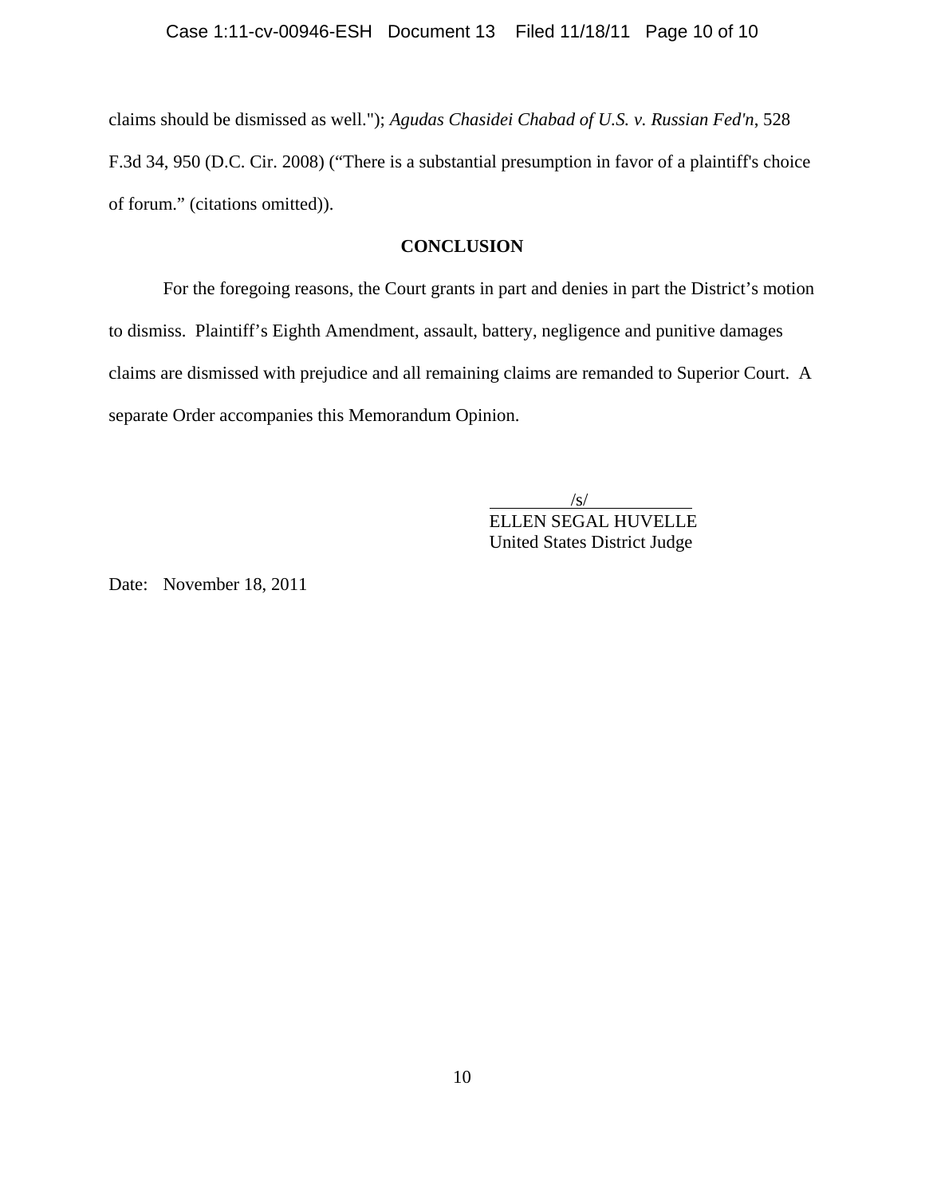claims should be dismissed as well."); *Agudas Chasidei Chabad of U.S. v. Russian Fed'n*, 528 F.3d 34, 950 (D.C. Cir. 2008) ("There is a substantial presumption in favor of a plaintiff's choice of forum." (citations omitted)).

**CONCLUSION**

For the foregoing reasons, the Court grants in part and denies in part the District's motion to dismiss. Plaintiff's Eighth Amendment, assault, battery, negligence and punitive damages claims are dismissed with prejudice and all remaining claims are remanded to Superior Court. A separate Order accompanies this Memorandum Opinion.

/s/
ELLEN SEGAL HUVELLE
United States District Judge

Date: November 18, 2011